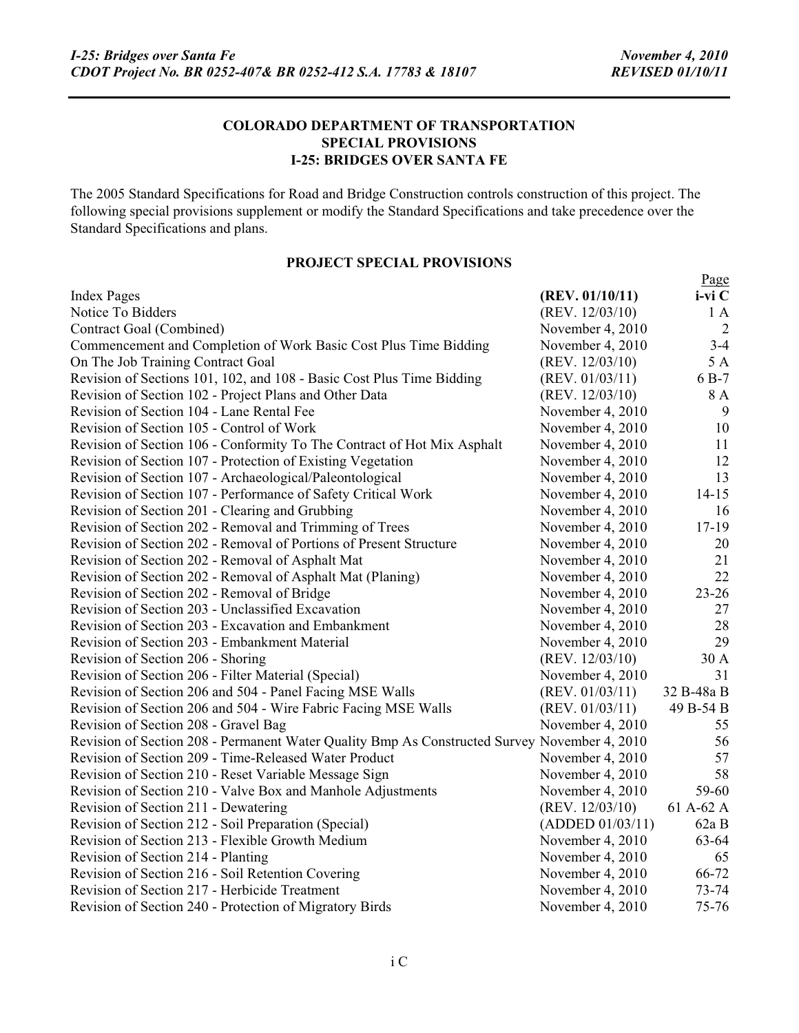**COLORADO DEPARTMENT OF TRANSPORTATION**
**SPECIAL PROVISIONS**
**I-25: BRIDGES OVER SANTA FE**

The 2005 Standard Specifications for Road and Bridge Construction controls construction of this project. The following special provisions supplement or modify the Standard Specifications and take precedence over the Standard Specifications and plans.

## PROJECT SPECIAL PROVISIONS

| | | Page |
|---|---|---|
| Index Pages | **(REV. 01/10/11)** | **i-vi C** |
| Notice To Bidders | (REV. 12/03/10) | 1 A |
| Contract Goal (Combined) | November 4, 2010 | 2 |
| Commencement and Completion of Work Basic Cost Plus Time Bidding | November 4, 2010 | 3-4 |
| On The Job Training Contract Goal | (REV. 12/03/10) | 5 A |
| Revision of Sections 101, 102, and 108 - Basic Cost Plus Time Bidding | (REV. 01/03/11) | 6 B-7 |
| Revision of Section 102 - Project Plans and Other Data | (REV. 12/03/10) | 8 A |
| Revision of Section 104 - Lane Rental Fee | November 4, 2010 | 9 |
| Revision of Section 105 - Control of Work | November 4, 2010 | 10 |
| Revision of Section 106 - Conformity To The Contract of Hot Mix Asphalt | November 4, 2010 | 11 |
| Revision of Section 107 - Protection of Existing Vegetation | November 4, 2010 | 12 |
| Revision of Section 107 - Archaeological/Paleontological | November 4, 2010 | 13 |
| Revision of Section 107 - Performance of Safety Critical Work | November 4, 2010 | 14-15 |
| Revision of Section 201 - Clearing and Grubbing | November 4, 2010 | 16 |
| Revision of Section 202 - Removal and Trimming of Trees | November 4, 2010 | 17-19 |
| Revision of Section 202 - Removal of Portions of Present Structure | November 4, 2010 | 20 |
| Revision of Section 202 - Removal of Asphalt Mat | November 4, 2010 | 21 |
| Revision of Section 202 - Removal of Asphalt Mat (Planing) | November 4, 2010 | 22 |
| Revision of Section 202 - Removal of Bridge | November 4, 2010 | 23-26 |
| Revision of Section 203 - Unclassified Excavation | November 4, 2010 | 27 |
| Revision of Section 203 - Excavation and Embankment | November 4, 2010 | 28 |
| Revision of Section 203 - Embankment Material | November 4, 2010 | 29 |
| Revision of Section 206 - Shoring | (REV. 12/03/10) | 30 A |
| Revision of Section 206 - Filter Material (Special) | November 4, 2010 | 31 |
| Revision of Section 206 and 504 - Panel Facing MSE Walls | (REV. 01/03/11) | 32 B-48a B |
| Revision of Section 206 and 504 - Wire Fabric Facing MSE Walls | (REV. 01/03/11) | 49 B-54 B |
| Revision of Section 208 - Gravel Bag | November 4, 2010 | 55 |
| Revision of Section 208 - Permanent Water Quality Bmp As Constructed Survey | November 4, 2010 | 56 |
| Revision of Section 209 - Time-Released Water Product | November 4, 2010 | 57 |
| Revision of Section 210 - Reset Variable Message Sign | November 4, 2010 | 58 |
| Revision of Section 210 - Valve Box and Manhole Adjustments | November 4, 2010 | 59-60 |
| Revision of Section 211 - Dewatering | (REV. 12/03/10) | 61 A-62 A |
| Revision of Section 212 - Soil Preparation (Special) | (ADDED 01/03/11) | 62a B |
| Revision of Section 213 - Flexible Growth Medium | November 4, 2010 | 63-64 |
| Revision of Section 214 - Planting | November 4, 2010 | 65 |
| Revision of Section 216 - Soil Retention Covering | November 4, 2010 | 66-72 |
| Revision of Section 217 - Herbicide Treatment | November 4, 2010 | 73-74 |
| Revision of Section 240 - Protection of Migratory Birds | November 4, 2010 | 75-76 |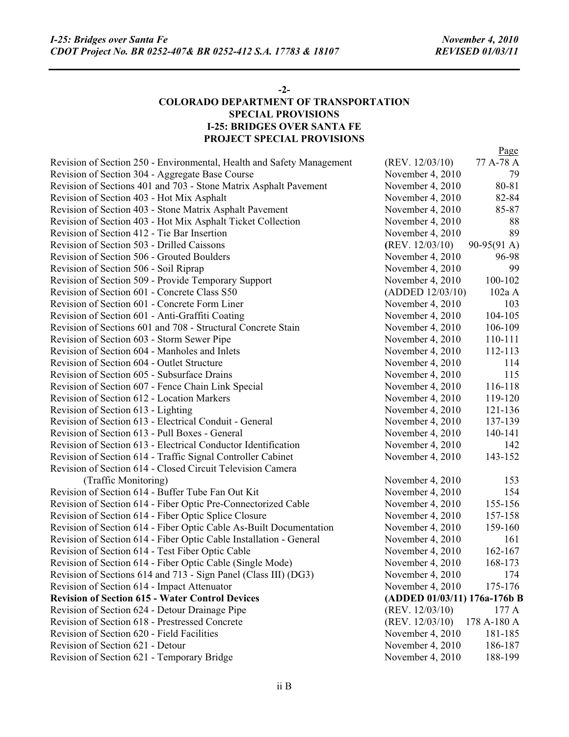**-2-**

**COLORADO DEPARTMENT OF TRANSPORTATION**
**SPECIAL PROVISIONS**
**I-25: BRIDGES OVER SANTA FE**
**PROJECT SPECIAL PROVISIONS**

| | | Page |
|---|---|---|
| Revision of Section 250 - Environmental, Health and Safety Management | (REV. 12/03/10) | 77 A-78 A |
| Revision of Section 304 - Aggregate Base Course | November 4, 2010 | 79 |
| Revision of Sections 401 and 703 - Stone Matrix Asphalt Pavement | November 4, 2010 | 80-81 |
| Revision of Section 403 - Hot Mix Asphalt | November 4, 2010 | 82-84 |
| Revision of Section 403 - Stone Matrix Asphalt Pavement | November 4, 2010 | 85-87 |
| Revision of Section 403 - Hot Mix Asphalt Ticket Collection | November 4, 2010 | 88 |
| Revision of Section 412 - Tie Bar Insertion | November 4, 2010 | 89 |
| Revision of Section 503 - Drilled Caissons | (REV. 12/03/10) | 90-95(91 A) |
| Revision of Section 506 - Grouted Boulders | November 4, 2010 | 96-98 |
| Revision of Section 506 - Soil Riprap | November 4, 2010 | 99 |
| Revision of Section 509 - Provide Temporary Support | November 4, 2010 | 100-102 |
| Revision of Section 601 - Concrete Class S50 | (ADDED 12/03/10) | 102a A |
| Revision of Section 601 - Concrete Form Liner | November 4, 2010 | 103 |
| Revision of Section 601 - Anti-Graffiti Coating | November 4, 2010 | 104-105 |
| Revision of Sections 601 and 708 - Structural Concrete Stain | November 4, 2010 | 106-109 |
| Revision of Section 603 - Storm Sewer Pipe | November 4, 2010 | 110-111 |
| Revision of Section 604 - Manholes and Inlets | November 4, 2010 | 112-113 |
| Revision of Section 604 - Outlet Structure | November 4, 2010 | 114 |
| Revision of Section 605 - Subsurface Drains | November 4, 2010 | 115 |
| Revision of Section 607 - Fence Chain Link Special | November 4, 2010 | 116-118 |
| Revision of Section 612 - Location Markers | November 4, 2010 | 119-120 |
| Revision of Section 613 - Lighting | November 4, 2010 | 121-136 |
| Revision of Section 613 - Electrical Conduit - General | November 4, 2010 | 137-139 |
| Revision of Section 613 - Pull Boxes - General | November 4, 2010 | 140-141 |
| Revision of Section 613 - Electrical Conductor Identification | November 4, 2010 | 142 |
| Revision of Section 614 - Traffic Signal Controller Cabinet | November 4, 2010 | 143-152 |
| Revision of Section 614 - Closed Circuit Television Camera (Traffic Monitoring) | November 4, 2010 | 153 |
| Revision of Section 614 - Buffer Tube Fan Out Kit | November 4, 2010 | 154 |
| Revision of Section 614 - Fiber Optic Pre-Connectorized Cable | November 4, 2010 | 155-156 |
| Revision of Section 614 - Fiber Optic Splice Closure | November 4, 2010 | 157-158 |
| Revision of Section 614 - Fiber Optic Cable As-Built Documentation | November 4, 2010 | 159-160 |
| Revision of Section 614 - Fiber Optic Cable Installation - General | November 4, 2010 | 161 |
| Revision of Section 614 - Test Fiber Optic Cable | November 4, 2010 | 162-167 |
| Revision of Section 614 - Fiber Optic Cable (Single Mode) | November 4, 2010 | 168-173 |
| Revision of Sections 614 and 713 - Sign Panel (Class III) (DG3) | November 4, 2010 | 174 |
| Revision of Section 614 - Impact Attenuator | November 4, 2010 | 175-176 |
| **Revision of Section 615 - Water Control Devices** | **(ADDED 01/03/11)** | **176a-176b B** |
| Revision of Section 624 - Detour Drainage Pipe | (REV. 12/03/10) | 177 A |
| Revision of Section 618 - Prestressed Concrete | (REV. 12/03/10) | 178 A-180 A |
| Revision of Section 620 - Field Facilities | November 4, 2010 | 181-185 |
| Revision of Section 621 - Detour | November 4, 2010 | 186-187 |
| Revision of Section 621 - Temporary Bridge | November 4, 2010 | 188-199 |

ii B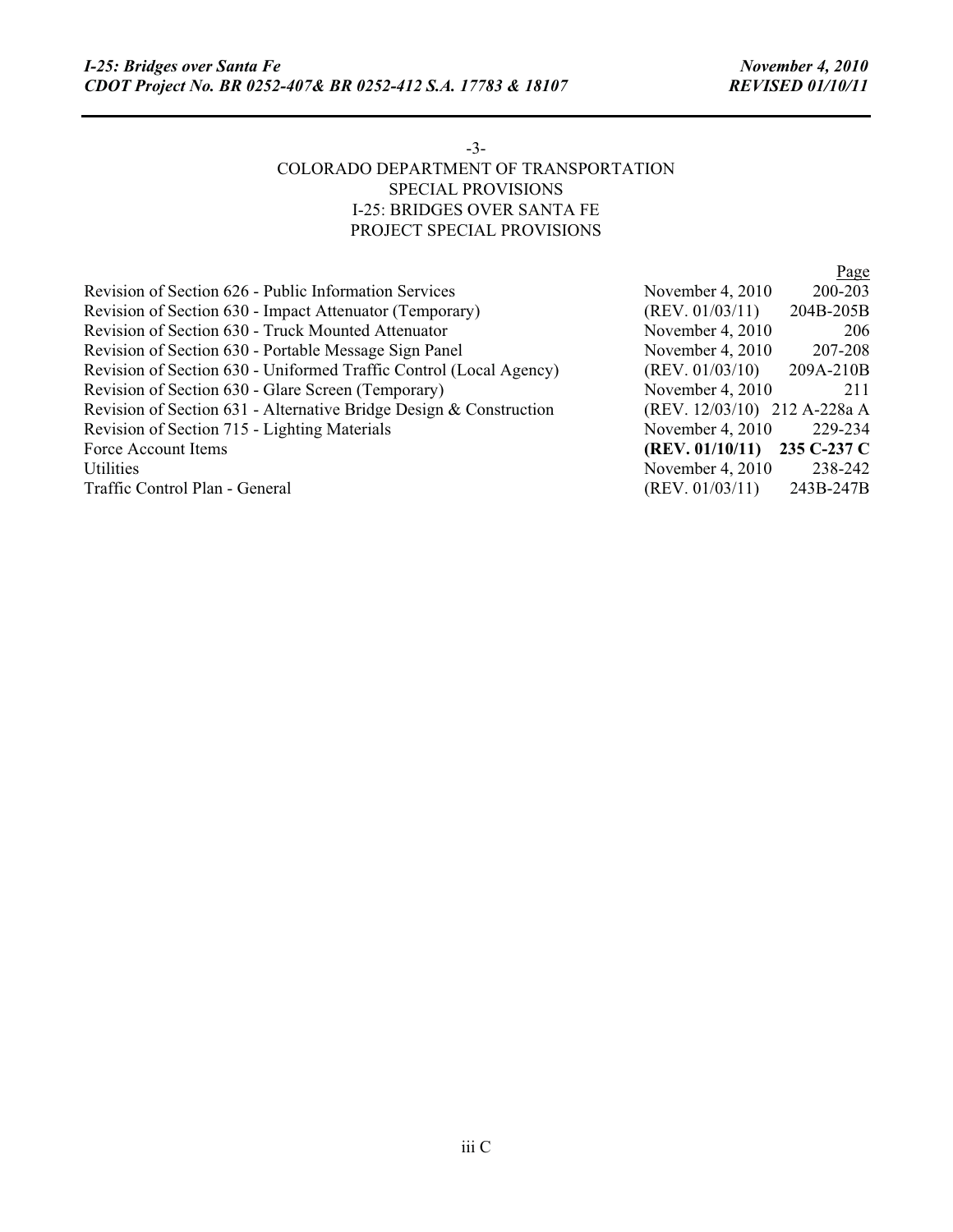-3-

COLORADO DEPARTMENT OF TRANSPORTATION
SPECIAL PROVISIONS
I-25: BRIDGES OVER SANTA FE
PROJECT SPECIAL PROVISIONS

| | | Page |
|---|---|---|
| Revision of Section 626 - Public Information Services | November 4, 2010 | 200-203 |
| Revision of Section 630 - Impact Attenuator (Temporary) | (REV. 01/03/11) | 204B-205B |
| Revision of Section 630 - Truck Mounted Attenuator | November 4, 2010 | 206 |
| Revision of Section 630 - Portable Message Sign Panel | November 4, 2010 | 207-208 |
| Revision of Section 630 - Uniformed Traffic Control (Local Agency) | (REV. 01/03/10) | 209A-210B |
| Revision of Section 630 - Glare Screen (Temporary) | November 4, 2010 | 211 |
| Revision of Section 631 - Alternative Bridge Design & Construction | (REV. 12/03/10) | 212 A-228a A |
| Revision of Section 715 - Lighting Materials | November 4, 2010 | 229-234 |
| Force Account Items | **(REV. 01/10/11)** | **235 C-237 C** |
| Utilities | November 4, 2010 | 238-242 |
| Traffic Control Plan - General | (REV. 01/03/11) | 243B-247B |

iii C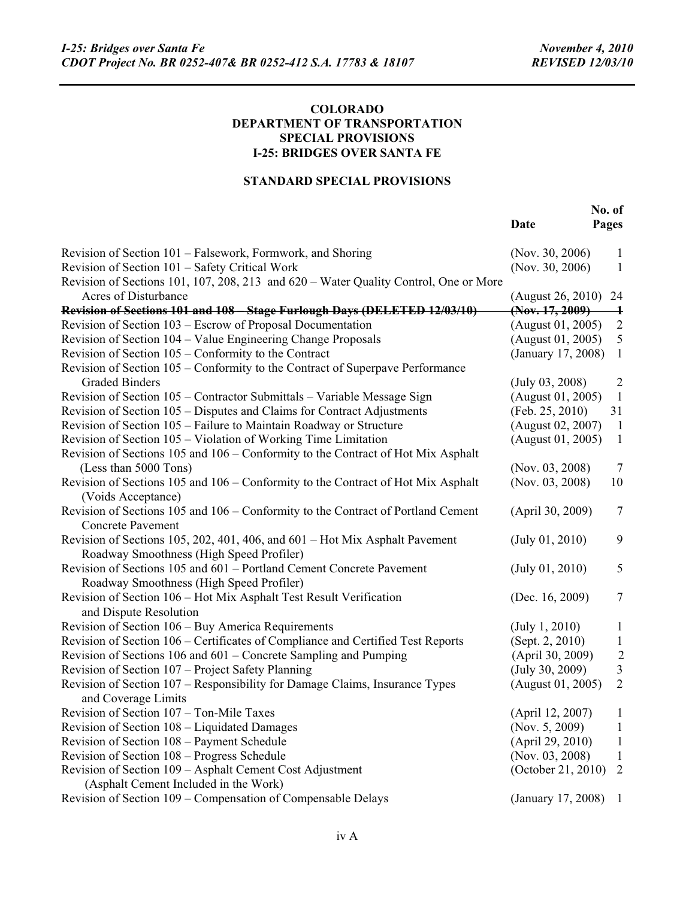**COLORADO**
**DEPARTMENT OF TRANSPORTATION**
**SPECIAL PROVISIONS**
**I-25: BRIDGES OVER SANTA FE**

**STANDARD SPECIAL PROVISIONS**

| | Date | No. of Pages |
|---|---|---|
| Revision of Section 101 – Falsework, Formwork, and Shoring | (Nov. 30, 2006) | 1 |
| Revision of Section 101 – Safety Critical Work | (Nov. 30, 2006) | 1 |
| Revision of Sections 101, 107, 208, 213 and 620 – Water Quality Control, One or More Acres of Disturbance | (August 26, 2010) | 24 |
| ~~**Revision of Sections 101 and 108 – Stage Furlough Days (DELETED 12/03/10)**~~ | ~~**(Nov. 17, 2009)**~~ | ~~**1**~~ |
| Revision of Section 103 – Escrow of Proposal Documentation | (August 01, 2005) | 2 |
| Revision of Section 104 – Value Engineering Change Proposals | (August 01, 2005) | 5 |
| Revision of Section 105 – Conformity to the Contract | (January 17, 2008) | 1 |
| Revision of Section 105 – Conformity to the Contract of Superpave Performance Graded Binders | (July 03, 2008) | 2 |
| Revision of Section 105 – Contractor Submittals – Variable Message Sign | (August 01, 2005) | 1 |
| Revision of Section 105 – Disputes and Claims for Contract Adjustments | (Feb. 25, 2010) | 31 |
| Revision of Section 105 – Failure to Maintain Roadway or Structure | (August 02, 2007) | 1 |
| Revision of Section 105 – Violation of Working Time Limitation | (August 01, 2005) | 1 |
| Revision of Sections 105 and 106 – Conformity to the Contract of Hot Mix Asphalt (Less than 5000 Tons) | (Nov. 03, 2008) | 7 |
| Revision of Sections 105 and 106 – Conformity to the Contract of Hot Mix Asphalt (Voids Acceptance) | (Nov. 03, 2008) | 10 |
| Revision of Sections 105 and 106 – Conformity to the Contract of Portland Cement Concrete Pavement | (April 30, 2009) | 7 |
| Revision of Sections 105, 202, 401, 406, and 601 – Hot Mix Asphalt Pavement Roadway Smoothness (High Speed Profiler) | (July 01, 2010) | 9 |
| Revision of Sections 105 and 601 – Portland Cement Concrete Pavement Roadway Smoothness (High Speed Profiler) | (July 01, 2010) | 5 |
| Revision of Section 106 – Hot Mix Asphalt Test Result Verification and Dispute Resolution | (Dec. 16, 2009) | 7 |
| Revision of Section 106 – Buy America Requirements | (July 1, 2010) | 1 |
| Revision of Section 106 – Certificates of Compliance and Certified Test Reports | (Sept. 2, 2010) | 1 |
| Revision of Sections 106 and 601 – Concrete Sampling and Pumping | (April 30, 2009) | 2 |
| Revision of Section 107 – Project Safety Planning | (July 30, 2009) | 3 |
| Revision of Section 107 – Responsibility for Damage Claims, Insurance Types and Coverage Limits | (August 01, 2005) | 2 |
| Revision of Section 107 – Ton-Mile Taxes | (April 12, 2007) | 1 |
| Revision of Section 108 – Liquidated Damages | (Nov. 5, 2009) | 1 |
| Revision of Section 108 – Payment Schedule | (April 29, 2010) | 1 |
| Revision of Section 108 – Progress Schedule | (Nov. 03, 2008) | 1 |
| Revision of Section 109 – Asphalt Cement Cost Adjustment (Asphalt Cement Included in the Work) | (October 21, 2010) | 2 |
| Revision of Section 109 – Compensation of Compensable Delays | (January 17, 2008) | 1 |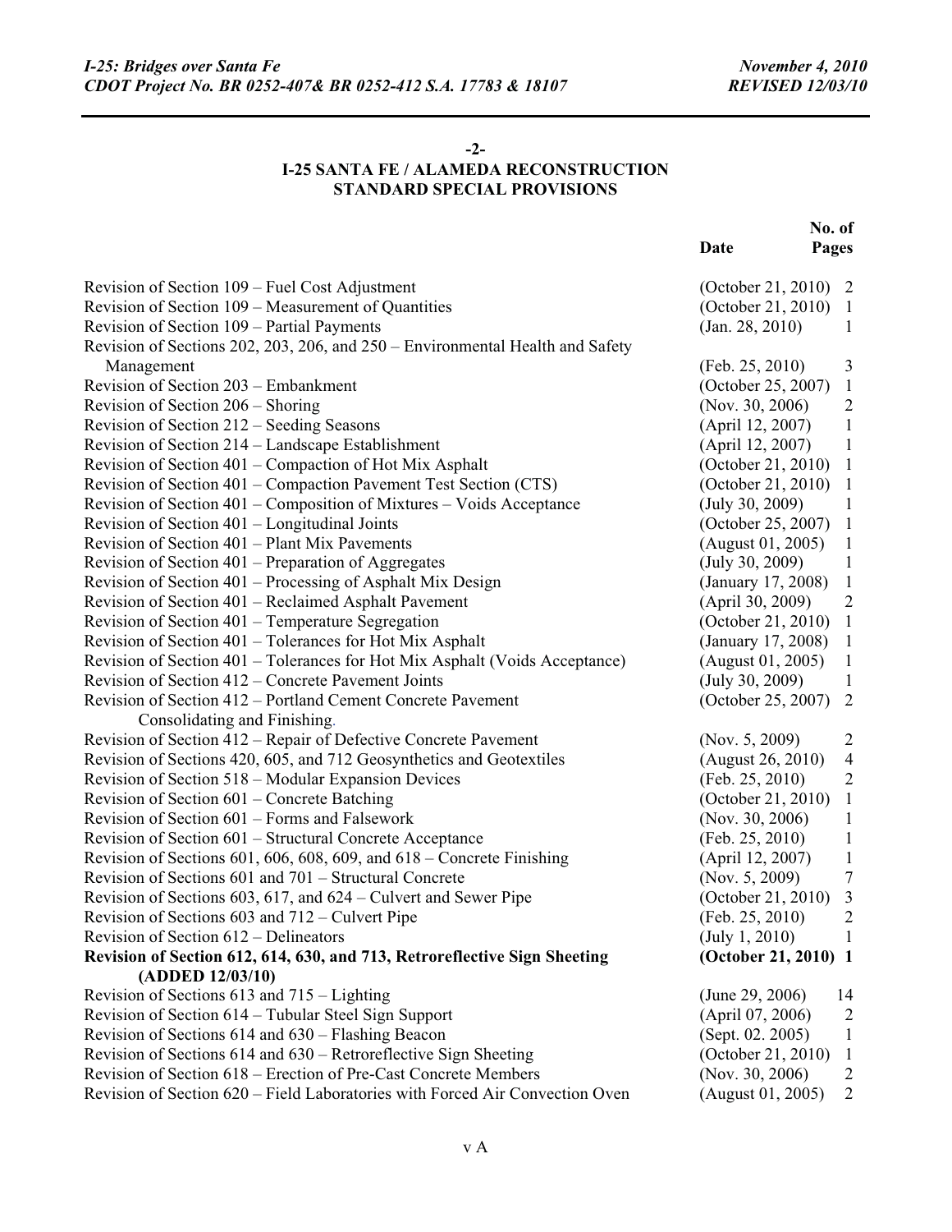**-2-**

**I-25 SANTA FE / ALAMEDA RECONSTRUCTION**
**STANDARD SPECIAL PROVISIONS**

| | Date | No. of Pages |
|---|---|---|
| Revision of Section 109 – Fuel Cost Adjustment | (October 21, 2010) | 2 |
| Revision of Section 109 – Measurement of Quantities | (October 21, 2010) | 1 |
| Revision of Section 109 – Partial Payments | (Jan. 28, 2010) | 1 |
| Revision of Sections 202, 203, 206, and 250 – Environmental Health and Safety Management | (Feb. 25, 2010) | 3 |
| Revision of Section 203 – Embankment | (October 25, 2007) | 1 |
| Revision of Section 206 – Shoring | (Nov. 30, 2006) | 2 |
| Revision of Section 212 – Seeding Seasons | (April 12, 2007) | 1 |
| Revision of Section 214 – Landscape Establishment | (April 12, 2007) | 1 |
| Revision of Section 401 – Compaction of Hot Mix Asphalt | (October 21, 2010) | 1 |
| Revision of Section 401 – Compaction Pavement Test Section (CTS) | (October 21, 2010) | 1 |
| Revision of Section 401 – Composition of Mixtures – Voids Acceptance | (July 30, 2009) | 1 |
| Revision of Section 401 – Longitudinal Joints | (October 25, 2007) | 1 |
| Revision of Section 401 – Plant Mix Pavements | (August 01, 2005) | 1 |
| Revision of Section 401 – Preparation of Aggregates | (July 30, 2009) | 1 |
| Revision of Section 401 – Processing of Asphalt Mix Design | (January 17, 2008) | 1 |
| Revision of Section 401 – Reclaimed Asphalt Pavement | (April 30, 2009) | 2 |
| Revision of Section 401 – Temperature Segregation | (October 21, 2010) | 1 |
| Revision of Section 401 – Tolerances for Hot Mix Asphalt | (January 17, 2008) | 1 |
| Revision of Section 401 – Tolerances for Hot Mix Asphalt (Voids Acceptance) | (August 01, 2005) | 1 |
| Revision of Section 412 – Concrete Pavement Joints | (July 30, 2009) | 1 |
| Revision of Section 412 – Portland Cement Concrete Pavement Consolidating and Finishing. | (October 25, 2007) | 2 |
| Revision of Section 412 – Repair of Defective Concrete Pavement | (Nov. 5, 2009) | 2 |
| Revision of Sections 420, 605, and 712 Geosynthetics and Geotextiles | (August 26, 2010) | 4 |
| Revision of Section 518 – Modular Expansion Devices | (Feb. 25, 2010) | 2 |
| Revision of Section 601 – Concrete Batching | (October 21, 2010) | 1 |
| Revision of Section 601 – Forms and Falsework | (Nov. 30, 2006) | 1 |
| Revision of Section 601 – Structural Concrete Acceptance | (Feb. 25, 2010) | 1 |
| Revision of Sections 601, 606, 608, 609, and 618 – Concrete Finishing | (April 12, 2007) | 1 |
| Revision of Sections 601 and 701 – Structural Concrete | (Nov. 5, 2009) | 7 |
| Revision of Sections 603, 617, and 624 – Culvert and Sewer Pipe | (October 21, 2010) | 3 |
| Revision of Sections 603 and 712 – Culvert Pipe | (Feb. 25, 2010) | 2 |
| Revision of Section 612 – Delineators | (July 1, 2010) | 1 |
| **Revision of Section 612, 614, 630, and 713, Retroreflective Sign Sheeting (ADDED 12/03/10)** | **(October 21, 2010)** | **1** |
| Revision of Sections 613 and 715 – Lighting | (June 29, 2006) | 14 |
| Revision of Section 614 – Tubular Steel Sign Support | (April 07, 2006) | 2 |
| Revision of Sections 614 and 630 – Flashing Beacon | (Sept. 02. 2005) | 1 |
| Revision of Sections 614 and 630 – Retroreflective Sign Sheeting | (October 21, 2010) | 1 |
| Revision of Section 618 – Erection of Pre-Cast Concrete Members | (Nov. 30, 2006) | 2 |
| Revision of Section 620 – Field Laboratories with Forced Air Convection Oven | (August 01, 2005) | 2 |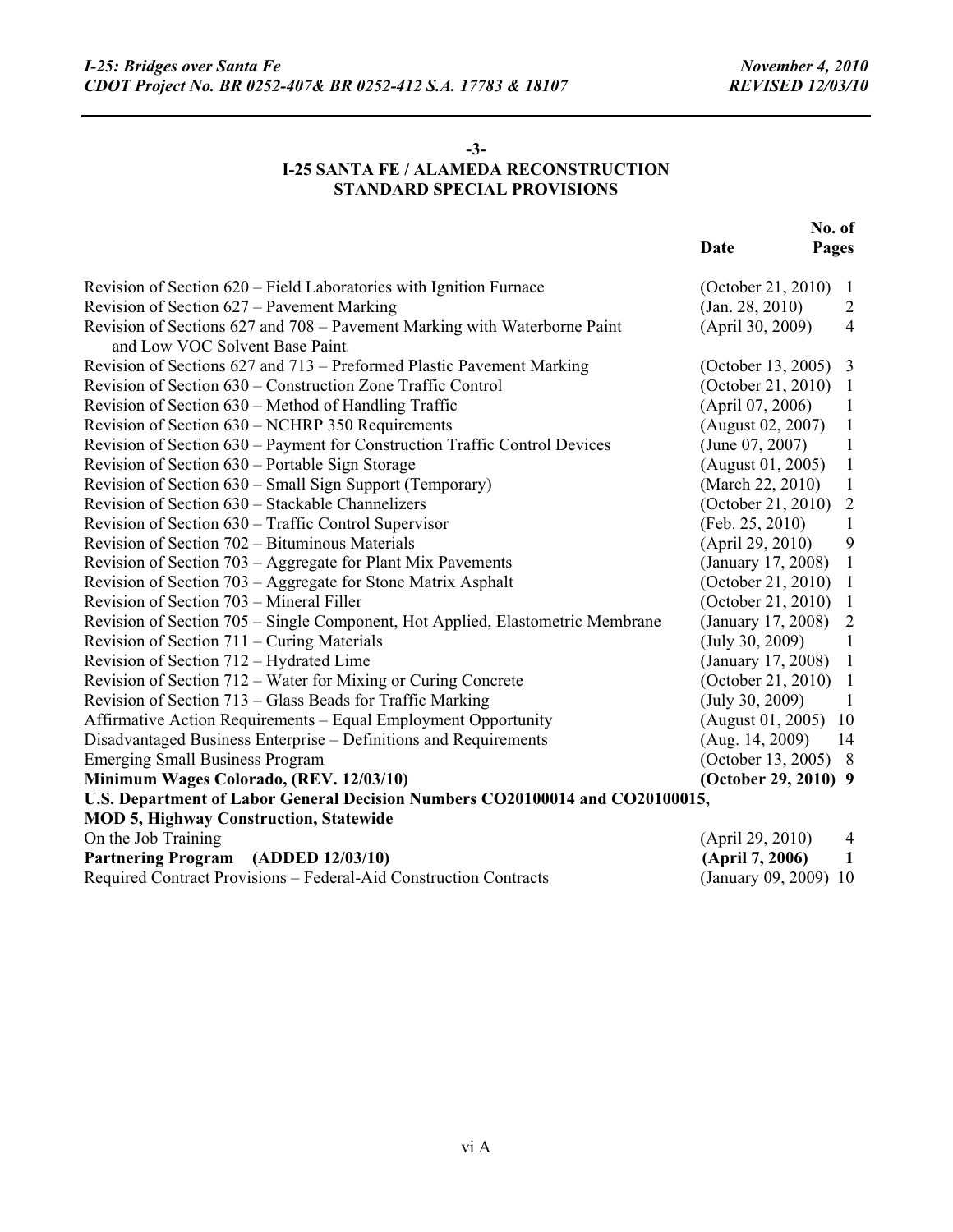**-3-**

**I-25 SANTA FE / ALAMEDA RECONSTRUCTION**
**STANDARD SPECIAL PROVISIONS**

| | Date | No. of Pages |
|---|---|---|
| Revision of Section 620 – Field Laboratories with Ignition Furnace | (October 21, 2010) | 1 |
| Revision of Section 627 – Pavement Marking | (Jan. 28, 2010) | 2 |
| Revision of Sections 627 and 708 – Pavement Marking with Waterborne Paint and Low VOC Solvent Base Paint. | (April 30, 2009) | 4 |
| Revision of Sections 627 and 713 – Preformed Plastic Pavement Marking | (October 13, 2005) | 3 |
| Revision of Section 630 – Construction Zone Traffic Control | (October 21, 2010) | 1 |
| Revision of Section 630 – Method of Handling Traffic | (April 07, 2006) | 1 |
| Revision of Section 630 – NCHRP 350 Requirements | (August 02, 2007) | 1 |
| Revision of Section 630 – Payment for Construction Traffic Control Devices | (June 07, 2007) | 1 |
| Revision of Section 630 – Portable Sign Storage | (August 01, 2005) | 1 |
| Revision of Section 630 – Small Sign Support (Temporary) | (March 22, 2010) | 1 |
| Revision of Section 630 – Stackable Channelizers | (October 21, 2010) | 2 |
| Revision of Section 630 – Traffic Control Supervisor | (Feb. 25, 2010) | 1 |
| Revision of Section 702 – Bituminous Materials | (April 29, 2010) | 9 |
| Revision of Section 703 – Aggregate for Plant Mix Pavements | (January 17, 2008) | 1 |
| Revision of Section 703 – Aggregate for Stone Matrix Asphalt | (October 21, 2010) | 1 |
| Revision of Section 703 – Mineral Filler | (October 21, 2010) | 1 |
| Revision of Section 705 – Single Component, Hot Applied, Elastometric Membrane | (January 17, 2008) | 2 |
| Revision of Section 711 – Curing Materials | (July 30, 2009) | 1 |
| Revision of Section 712 – Hydrated Lime | (January 17, 2008) | 1 |
| Revision of Section 712 – Water for Mixing or Curing Concrete | (October 21, 2010) | 1 |
| Revision of Section 713 – Glass Beads for Traffic Marking | (July 30, 2009) | 1 |
| Affirmative Action Requirements – Equal Employment Opportunity | (August 01, 2005) | 10 |
| Disadvantaged Business Enterprise – Definitions and Requirements | (Aug. 14, 2009) | 14 |
| Emerging Small Business Program | (October 13, 2005) | 8 |
| **Minimum Wages Colorado, (REV. 12/03/10)** | **(October 29, 2010)** | **9** |
| **U.S. Department of Labor General Decision Numbers CO20100014 and CO20100015, MOD 5, Highway Construction, Statewide** | | |
| On the Job Training | (April 29, 2010) | 4 |
| **Partnering Program (ADDED 12/03/10)** | **(April 7, 2006)** | **1** |
| Required Contract Provisions – Federal-Aid Construction Contracts | (January 09, 2009) | 10 |

vi A